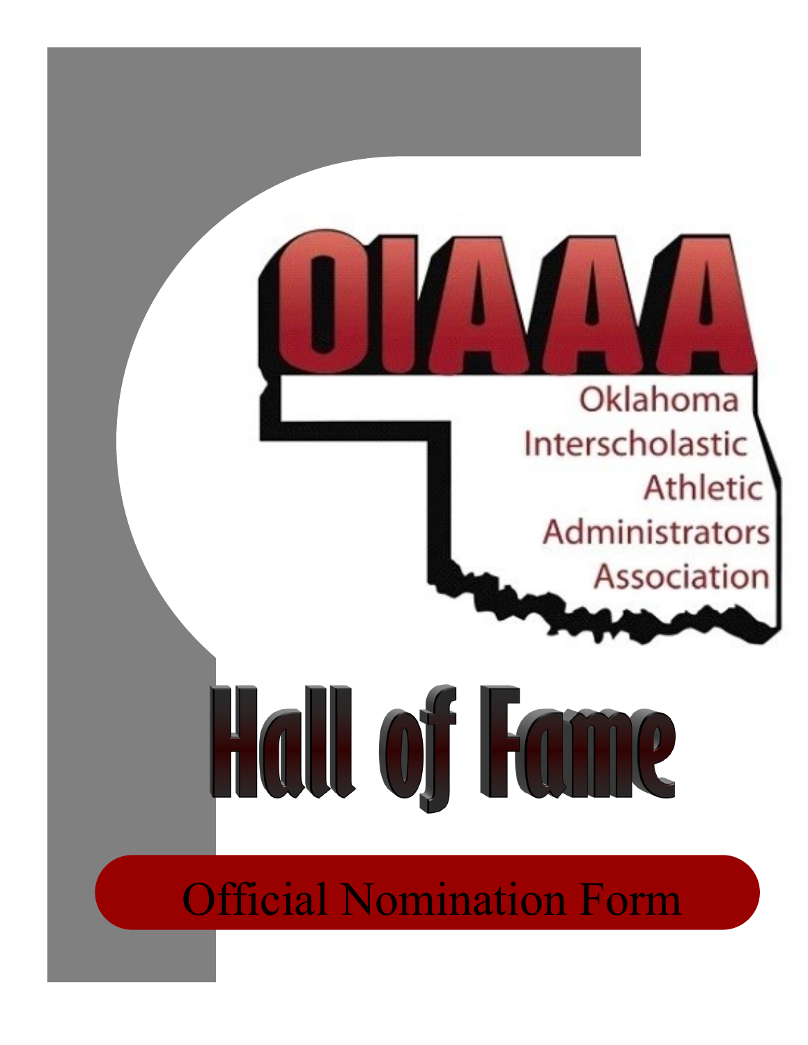# OIAAA

Oklahoma Interscholastic Athletic Administrators Association

# Hall of Fame

## Official Nomination Form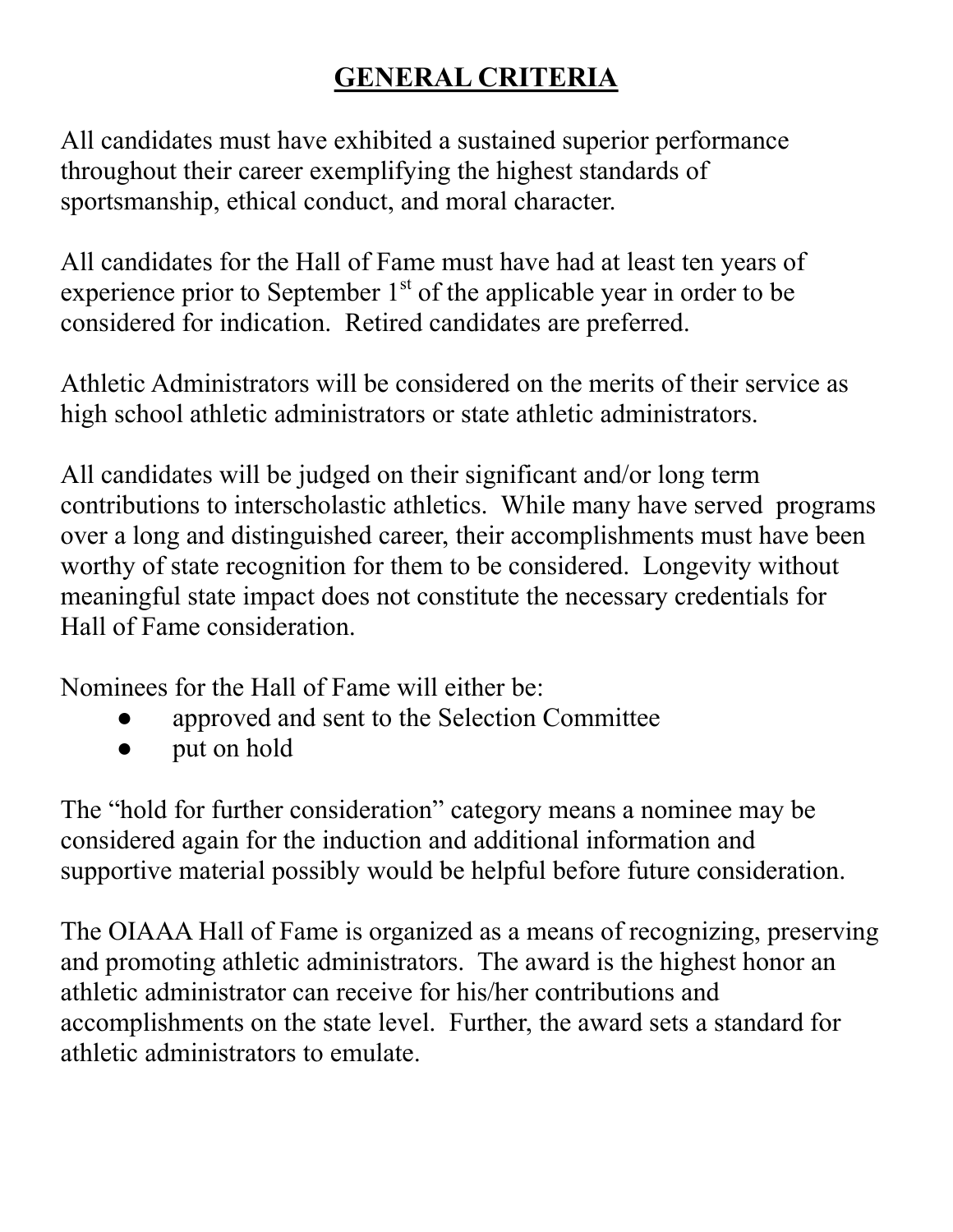# GENERAL CRITERIA

All candidates must have exhibited a sustained superior performance throughout their career exemplifying the highest standards of sportsmanship, ethical conduct, and moral character.

All candidates for the Hall of Fame must have had at least ten years of experience prior to September 1st of the applicable year in order to be considered for indication. Retired candidates are preferred.

Athletic Administrators will be considered on the merits of their service as high school athletic administrators or state athletic administrators.

All candidates will be judged on their significant and/or long term contributions to interscholastic athletics. While many have served programs over a long and distinguished career, their accomplishments must have been worthy of state recognition for them to be considered. Longevity without meaningful state impact does not constitute the necessary credentials for Hall of Fame consideration.

Nominees for the Hall of Fame will either be:

- approved and sent to the Selection Committee
- put on hold

The "hold for further consideration" category means a nominee may be considered again for the induction and additional information and supportive material possibly would be helpful before future consideration.

The OIAAA Hall of Fame is organized as a means of recognizing, preserving and promoting athletic administrators. The award is the highest honor an athletic administrator can receive for his/her contributions and accomplishments on the state level. Further, the award sets a standard for athletic administrators to emulate.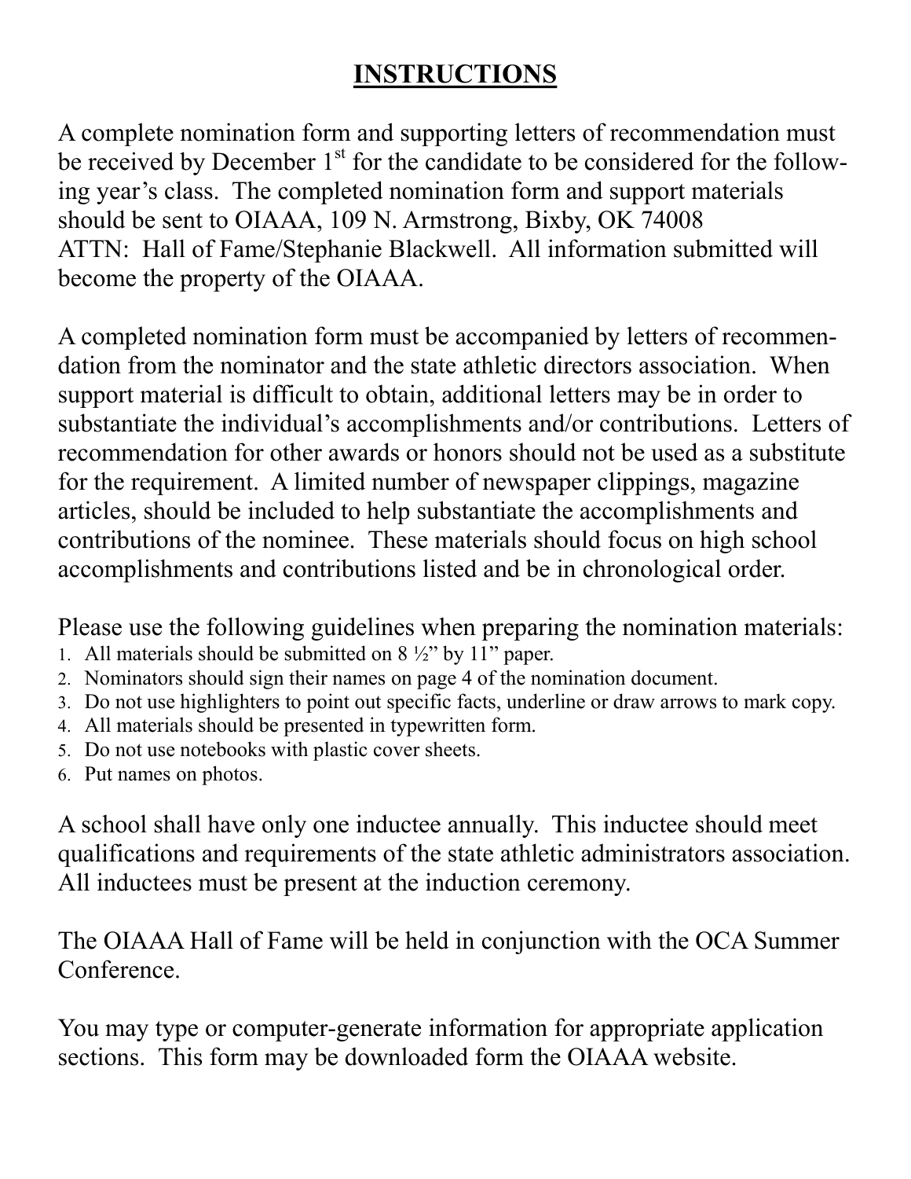# INSTRUCTIONS

A complete nomination form and supporting letters of recommendation must be received by December 1st for the candidate to be considered for the following year's class. The completed nomination form and support materials should be sent to OIAAA, 109 N. Armstrong, Bixby, OK 74008 ATTN: Hall of Fame/Stephanie Blackwell. All information submitted will become the property of the OIAAA.

A completed nomination form must be accompanied by letters of recommendation from the nominator and the state athletic directors association. When support material is difficult to obtain, additional letters may be in order to substantiate the individual's accomplishments and/or contributions. Letters of recommendation for other awards or honors should not be used as a substitute for the requirement. A limited number of newspaper clippings, magazine articles, should be included to help substantiate the accomplishments and contributions of the nominee. These materials should focus on high school accomplishments and contributions listed and be in chronological order.

Please use the following guidelines when preparing the nomination materials:

1. All materials should be submitted on 8 ½" by 11" paper.
2. Nominators should sign their names on page 4 of the nomination document.
3. Do not use highlighters to point out specific facts, underline or draw arrows to mark copy.
4. All materials should be presented in typewritten form.
5. Do not use notebooks with plastic cover sheets.
6. Put names on photos.

A school shall have only one inductee annually. This inductee should meet qualifications and requirements of the state athletic administrators association. All inductees must be present at the induction ceremony.

The OIAAA Hall of Fame will be held in conjunction with the OCA Summer Conference.

You may type or computer-generate information for appropriate application sections. This form may be downloaded form the OIAAA website.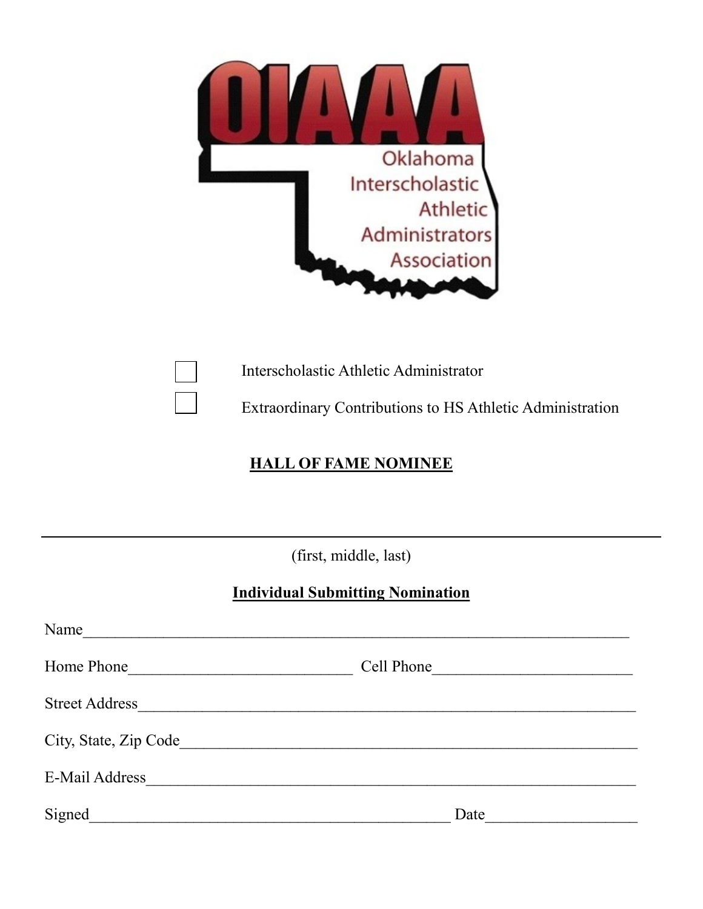OIAAA

Oklahoma Interscholastic Athletic Administrators Association

☐ Interscholastic Athletic Administrator

☐ Extraordinary Contributions to HS Athletic Administration

**HALL OF FAME NOMINEE**

______________________________________________________________________

(first, middle, last)

**Individual Submitting Nomination**

Name________________________________________________________________________

Home Phone____________________________ Cell Phone_________________________

Street Address__________________________________________________________________

City, State, Zip Code_________________________________________________________

E-Mail Address__________________________________________________________________

Signed_____________________________________________ Date___________________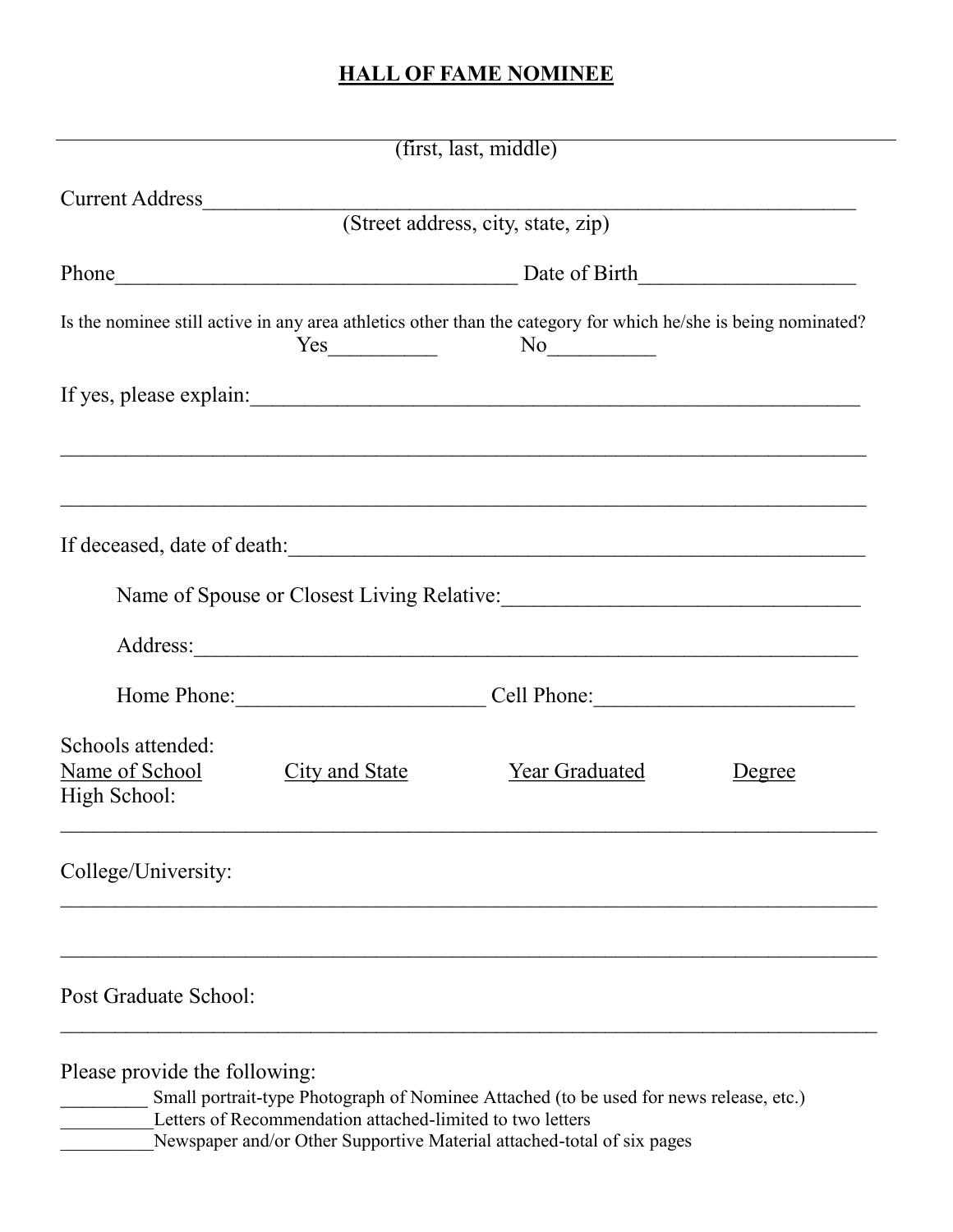# HALL OF FAME NOMINEE

_______________________________________________________________________________
(first, last, middle)

Current Address______________________________________________________________
(Street address, city, state, zip)

Phone____________________________________ Date of Birth___________________

Is the nominee still active in any area athletics other than the category for which he/she is being nominated?

Yes__________ No__________

If yes, please explain:_________________________________________________________

_______________________________________________________________________________

_______________________________________________________________________________

If deceased, date of death:_____________________________________________________

Name of Spouse or Closest Living Relative:_______________________________

Address:____________________________________________________________

Home Phone:______________________ Cell Phone:_______________________

Schools attended:

| Name of School | City and State | Year Graduated | Degree |
| --- | --- | --- | --- |
| High School: | | | |
| College/University: | | | |
| | | | |
| Post Graduate School: | | | |

Please provide the following:

_________ Small portrait-type Photograph of Nominee Attached (to be used for news release, etc.)

__________Letters of Recommendation attached-limited to two letters

__________Newspaper and/or Other Supportive Material attached-total of six pages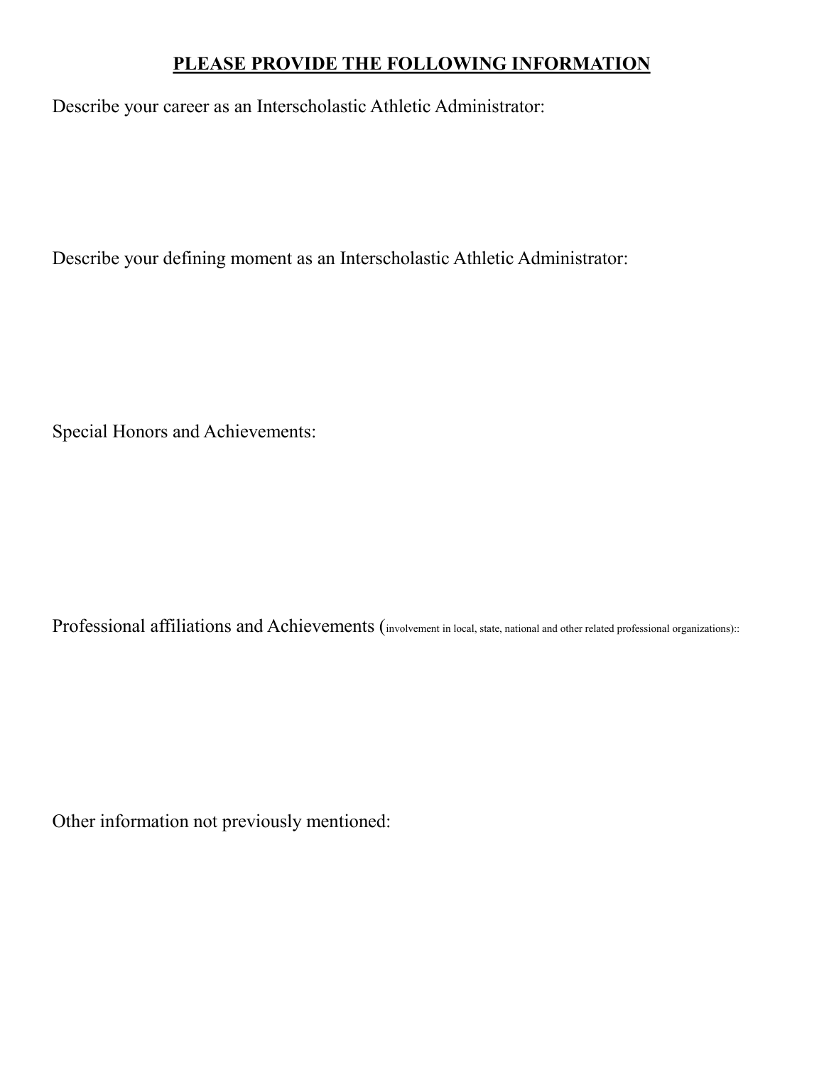## **PLEASE PROVIDE THE FOLLOWING INFORMATION**

Describe your career as an Interscholastic Athletic Administrator:

Describe your defining moment as an Interscholastic Athletic Administrator:

Special Honors and Achievements:

Professional affiliations and Achievements (involvement in local, state, national and other related professional organizations)::

Other information not previously mentioned: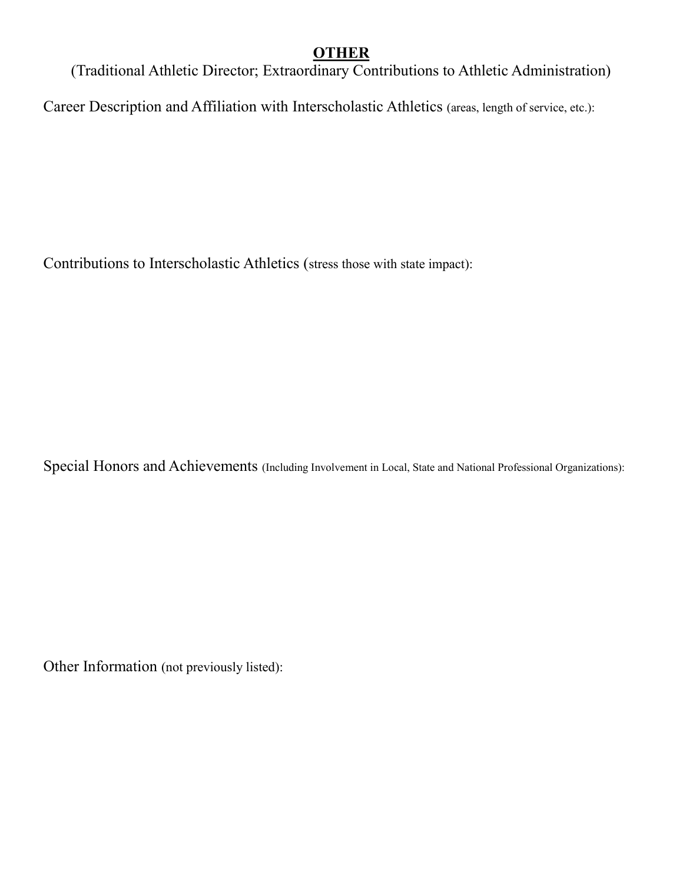# **OTHER**

(Traditional Athletic Director; Extraordinary Contributions to Athletic Administration)

Career Description and Affiliation with Interscholastic Athletics (areas, length of service, etc.):

Contributions to Interscholastic Athletics (stress those with state impact):

Special Honors and Achievements (Including Involvement in Local, State and National Professional Organizations):

Other Information (not previously listed):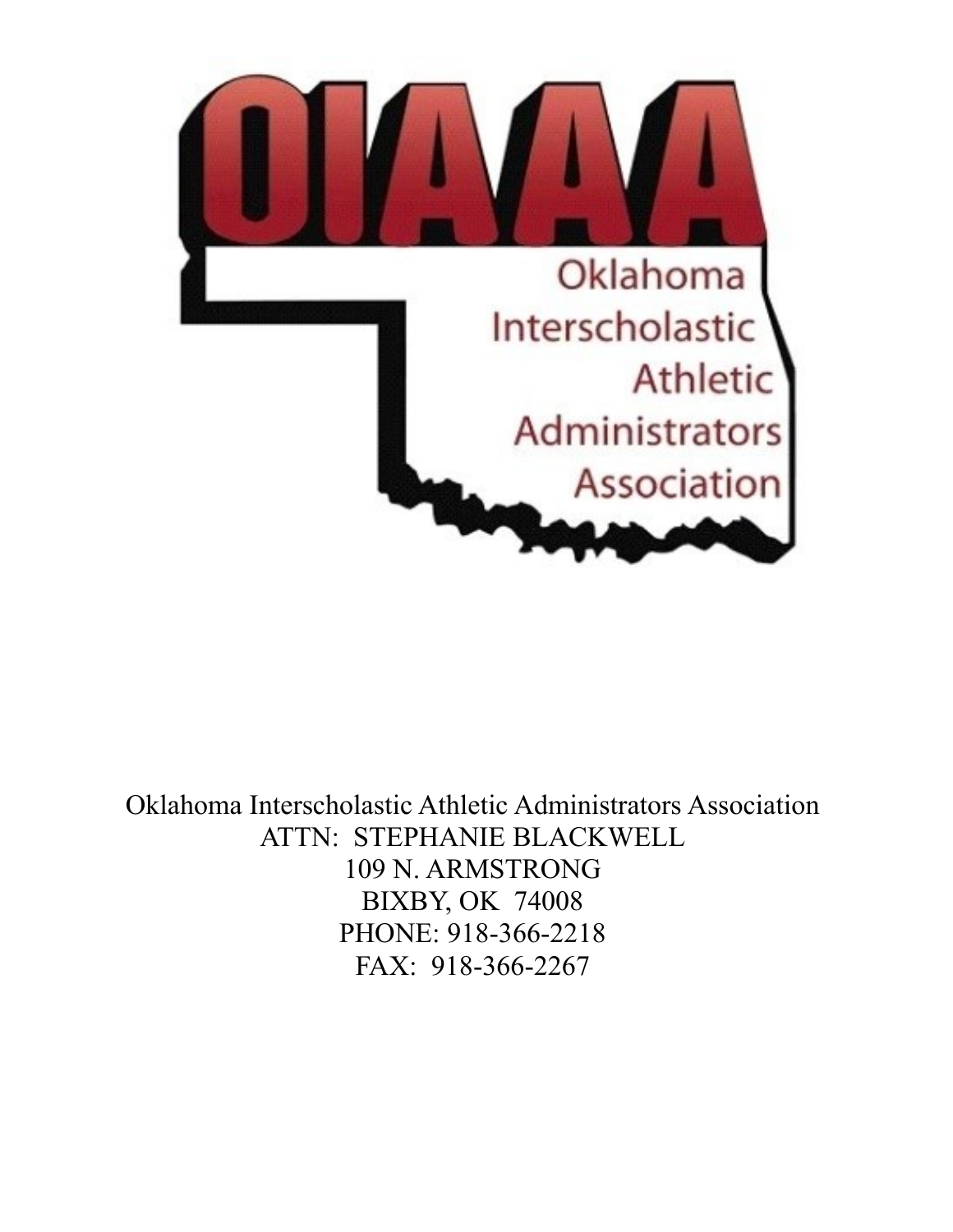Oklahoma Interscholastic Athletic Administrators Association
ATTN: STEPHANIE BLACKWELL
109 N. ARMSTRONG
BIXBY, OK 74008
PHONE: 918-366-2218
FAX: 918-366-2267